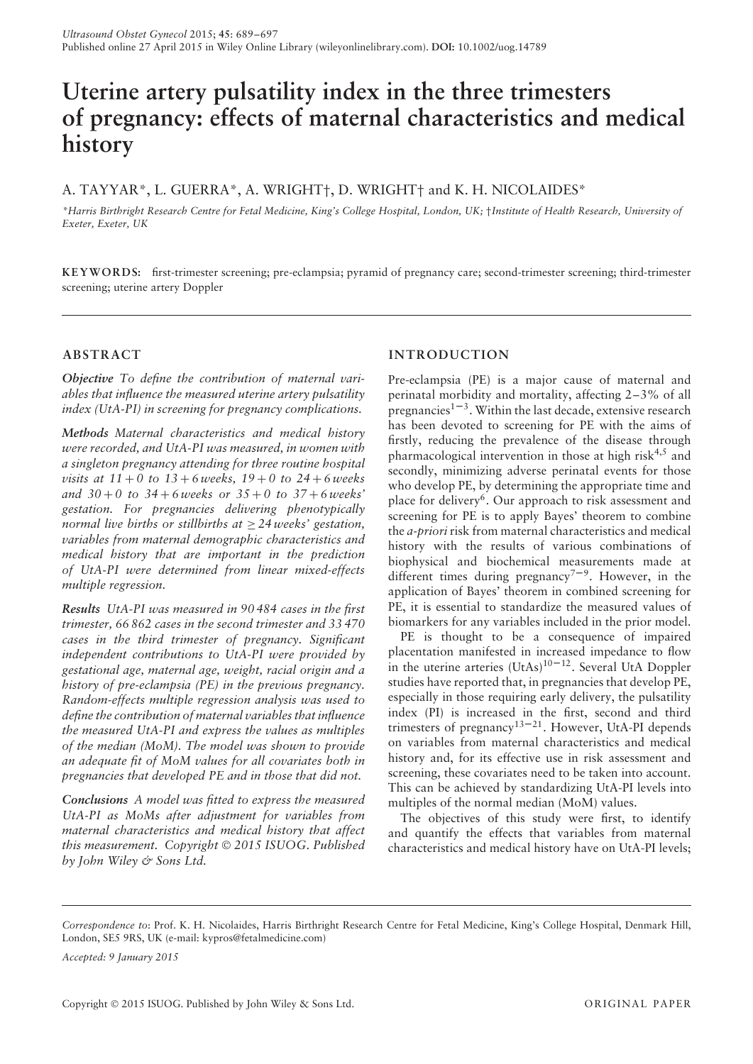# Uterine artery pulsatility index in the three trimesters of pregnancy: effects of maternal characteristics and medical history

A. TAYYAR*, L. GUERRA*, A. WRIGHT†, D. WRIGHT† and K. H. NICOLAIDES*

*Harris Birthright Research Centre for Fetal Medicine, King's College Hospital, London, UK; †Institute of Health Research, University of Exeter, Exeter, UK

**KEYWORDS:** first-trimester screening; pre-eclampsia; pyramid of pregnancy care; second-trimester screening; third-trimester screening; uterine artery Doppler

## ABSTRACT

***Objective*** *To define the contribution of maternal variables that influence the measured uterine artery pulsatility index (UtA-PI) in screening for pregnancy complications.*

***Methods*** *Maternal characteristics and medical history were recorded, and UtA-PI was measured, in women with a singleton pregnancy attending for three routine hospital visits at 11 + 0 to 13 + 6 weeks, 19 + 0 to 24 + 6 weeks and 30 + 0 to 34 + 6 weeks or 35 + 0 to 37 + 6 weeks' gestation. For pregnancies delivering phenotypically normal live births or stillbirths at ≥ 24 weeks' gestation, variables from maternal demographic characteristics and medical history that are important in the prediction of UtA-PI were determined from linear mixed-effects multiple regression.*

***Results*** *UtA-PI was measured in 90 484 cases in the first trimester, 66 862 cases in the second trimester and 33 470 cases in the third trimester of pregnancy. Significant independent contributions to UtA-PI were provided by gestational age, maternal age, weight, racial origin and a history of pre-eclampsia (PE) in the previous pregnancy. Random-effects multiple regression analysis was used to define the contribution of maternal variables that influence the measured UtA-PI and express the values as multiples of the median (MoM). The model was shown to provide an adequate fit of MoM values for all covariates both in pregnancies that developed PE and in those that did not.*

***Conclusions*** *A model was fitted to express the measured UtA-PI as MoMs after adjustment for variables from maternal characteristics and medical history that affect this measurement. Copyright © 2015 ISUOG. Published by John Wiley & Sons Ltd.*

## INTRODUCTION

Pre-eclampsia (PE) is a major cause of maternal and perinatal morbidity and mortality, affecting 2–3% of all pregnancies[1–3]. Within the last decade, extensive research has been devoted to screening for PE with the aims of firstly, reducing the prevalence of the disease through pharmacological intervention in those at high risk[4,5] and secondly, minimizing adverse perinatal events for those who develop PE, by determining the appropriate time and place for delivery[6]. Our approach to risk assessment and screening for PE is to apply Bayes' theorem to combine the *a-priori* risk from maternal characteristics and medical history with the results of various combinations of biophysical and biochemical measurements made at different times during pregnancy[7–9]. However, in the application of Bayes' theorem in combined screening for PE, it is essential to standardize the measured values of biomarkers for any variables included in the prior model.

PE is thought to be a consequence of impaired placentation manifested in increased impedance to flow in the uterine arteries (UtAs)[10–12]. Several UtA Doppler studies have reported that, in pregnancies that develop PE, especially in those requiring early delivery, the pulsatility index (PI) is increased in the first, second and third trimesters of pregnancy[13–21]. However, UtA-PI depends on variables from maternal characteristics and medical history and, for its effective use in risk assessment and screening, these covariates need to be taken into account. This can be achieved by standardizing UtA-PI levels into multiples of the normal median (MoM) values.

The objectives of this study were first, to identify and quantify the effects that variables from maternal characteristics and medical history have on UtA-PI levels;

*Correspondence to*: Prof. K. H. Nicolaides, Harris Birthright Research Centre for Fetal Medicine, King's College Hospital, Denmark Hill, London, SE5 9RS, UK (e-mail: kypros@fetalmedicine.com)

*Accepted: 9 January 2015*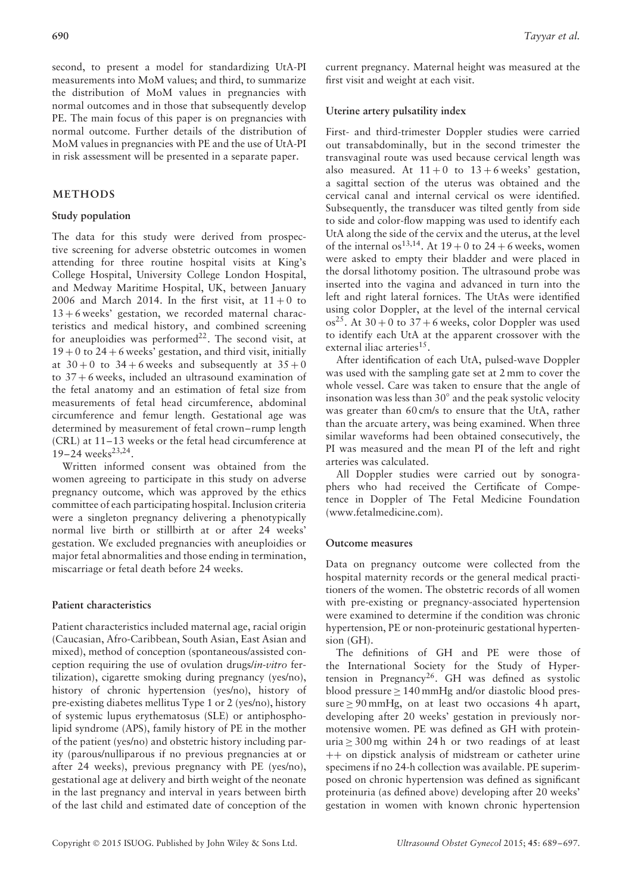second, to present a model for standardizing UtA-PI measurements into MoM values; and third, to summarize the distribution of MoM values in pregnancies with normal outcomes and in those that subsequently develop PE. The main focus of this paper is on pregnancies with normal outcome. Further details of the distribution of MoM values in pregnancies with PE and the use of UtA-PI in risk assessment will be presented in a separate paper.

## METHODS

### Study population

The data for this study were derived from prospective screening for adverse obstetric outcomes in women attending for three routine hospital visits at King's College Hospital, University College London Hospital, and Medway Maritime Hospital, UK, between January 2006 and March 2014. In the first visit, at 11 + 0 to 13 + 6 weeks' gestation, we recorded maternal characteristics and medical history, and combined screening for aneuploidies was performed[22]. The second visit, at 19 + 0 to 24 + 6 weeks' gestation, and third visit, initially at 30 + 0 to 34 + 6 weeks and subsequently at 35 + 0 to 37 + 6 weeks, included an ultrasound examination of the fetal anatomy and an estimation of fetal size from measurements of fetal head circumference, abdominal circumference and femur length. Gestational age was determined by measurement of fetal crown–rump length (CRL) at 11–13 weeks or the fetal head circumference at 19–24 weeks[23,24].

Written informed consent was obtained from the women agreeing to participate in this study on adverse pregnancy outcome, which was approved by the ethics committee of each participating hospital. Inclusion criteria were a singleton pregnancy delivering a phenotypically normal live birth or stillbirth at or after 24 weeks' gestation. We excluded pregnancies with aneuploidies or major fetal abnormalities and those ending in termination, miscarriage or fetal death before 24 weeks.

### Patient characteristics

Patient characteristics included maternal age, racial origin (Caucasian, Afro-Caribbean, South Asian, East Asian and mixed), method of conception (spontaneous/assisted conception requiring the use of ovulation drugs/*in-vitro* fertilization), cigarette smoking during pregnancy (yes/no), history of chronic hypertension (yes/no), history of pre-existing diabetes mellitus Type 1 or 2 (yes/no), history of systemic lupus erythematosus (SLE) or antiphospholipid syndrome (APS), family history of PE in the mother of the patient (yes/no) and obstetric history including parity (parous/nulliparous if no previous pregnancies at or after 24 weeks), previous pregnancy with PE (yes/no), gestational age at delivery and birth weight of the neonate in the last pregnancy and interval in years between birth of the last child and estimated date of conception of the current pregnancy. Maternal height was measured at the first visit and weight at each visit.

### Uterine artery pulsatility index

First- and third-trimester Doppler studies were carried out transabdominally, but in the second trimester the transvaginal route was used because cervical length was also measured. At 11 + 0 to 13 + 6 weeks' gestation, a sagittal section of the uterus was obtained and the cervical canal and internal cervical os were identified. Subsequently, the transducer was tilted gently from side to side and color-flow mapping was used to identify each UtA along the side of the cervix and the uterus, at the level of the internal os[13,14]. At 19 + 0 to 24 + 6 weeks, women were asked to empty their bladder and were placed in the dorsal lithotomy position. The ultrasound probe was inserted into the vagina and advanced in turn into the left and right lateral fornices. The UtAs were identified using color Doppler, at the level of the internal cervical os[25]. At 30 + 0 to 37 + 6 weeks, color Doppler was used to identify each UtA at the apparent crossover with the external iliac arteries[15].

After identification of each UtA, pulsed-wave Doppler was used with the sampling gate set at 2 mm to cover the whole vessel. Care was taken to ensure that the angle of insonation was less than 30° and the peak systolic velocity was greater than 60 cm/s to ensure that the UtA, rather than the arcuate artery, was being examined. When three similar waveforms had been obtained consecutively, the PI was measured and the mean PI of the left and right arteries was calculated.

All Doppler studies were carried out by sonographers who had received the Certificate of Competence in Doppler of The Fetal Medicine Foundation (www.fetalmedicine.com).

### Outcome measures

Data on pregnancy outcome were collected from the hospital maternity records or the general medical practitioners of the women. The obstetric records of all women with pre-existing or pregnancy-associated hypertension were examined to determine if the condition was chronic hypertension, PE or non-proteinuric gestational hypertension (GH).

The definitions of GH and PE were those of the International Society for the Study of Hypertension in Pregnancy[26]. GH was defined as systolic blood pressure ≥ 140 mmHg and/or diastolic blood pressure ≥ 90 mmHg, on at least two occasions 4 h apart, developing after 20 weeks' gestation in previously normotensive women. PE was defined as GH with proteinuria ≥ 300 mg within 24 h or two readings of at least ++ on dipstick analysis of midstream or catheter urine specimens if no 24-h collection was available. PE superimposed on chronic hypertension was defined as significant proteinuria (as defined above) developing after 20 weeks' gestation in women with known chronic hypertension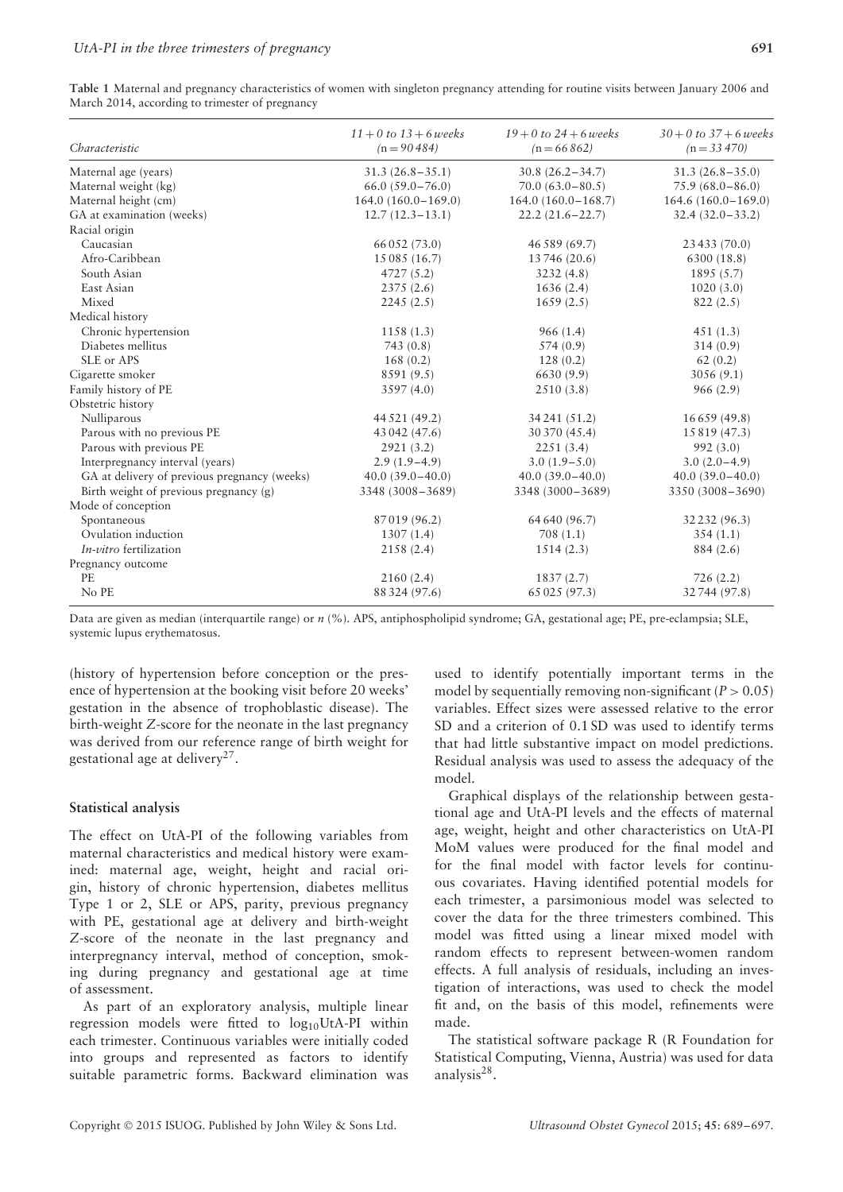**Table 1** Maternal and pregnancy characteristics of women with singleton pregnancy attending for routine visits between January 2006 and March 2014, according to trimester of pregnancy

| Characteristic | 11 + 0 to 13 + 6 weeks (n = 90 484) | 19 + 0 to 24 + 6 weeks (n = 66 862) | 30 + 0 to 37 + 6 weeks (n = 33 470) |
|---|---|---|---|
| Maternal age (years) | 31.3 (26.8–35.1) | 30.8 (26.2–34.7) | 31.3 (26.8–35.0) |
| Maternal weight (kg) | 66.0 (59.0–76.0) | 70.0 (63.0–80.5) | 75.9 (68.0–86.0) |
| Maternal height (cm) | 164.0 (160.0–169.0) | 164.0 (160.0–168.7) | 164.6 (160.0–169.0) |
| GA at examination (weeks) | 12.7 (12.3–13.1) | 22.2 (21.6–22.7) | 32.4 (32.0–33.2) |
| Racial origin | | | |
| Caucasian | 66 052 (73.0) | 46 589 (69.7) | 23 433 (70.0) |
| Afro-Caribbean | 15 085 (16.7) | 13 746 (20.6) | 6300 (18.8) |
| South Asian | 4727 (5.2) | 3232 (4.8) | 1895 (5.7) |
| East Asian | 2375 (2.6) | 1636 (2.4) | 1020 (3.0) |
| Mixed | 2245 (2.5) | 1659 (2.5) | 822 (2.5) |
| Medical history | | | |
| Chronic hypertension | 1158 (1.3) | 966 (1.4) | 451 (1.3) |
| Diabetes mellitus | 743 (0.8) | 574 (0.9) | 314 (0.9) |
| SLE or APS | 168 (0.2) | 128 (0.2) | 62 (0.2) |
| Cigarette smoker | 8591 (9.5) | 6630 (9.9) | 3056 (9.1) |
| Family history of PE | 3597 (4.0) | 2510 (3.8) | 966 (2.9) |
| Obstetric history | | | |
| Nulliparous | 44 521 (49.2) | 34 241 (51.2) | 16 659 (49.8) |
| Parous with no previous PE | 43 042 (47.6) | 30 370 (45.4) | 15 819 (47.3) |
| Parous with previous PE | 2921 (3.2) | 2251 (3.4) | 992 (3.0) |
| Interpregnancy interval (years) | 2.9 (1.9–4.9) | 3.0 (1.9–5.0) | 3.0 (2.0–4.9) |
| GA at delivery of previous pregnancy (weeks) | 40.0 (39.0–40.0) | 40.0 (39.0–40.0) | 40.0 (39.0–40.0) |
| Birth weight of previous pregnancy (g) | 3348 (3008–3689) | 3348 (3000–3689) | 3350 (3008–3690) |
| Mode of conception | | | |
| Spontaneous | 87 019 (96.2) | 64 640 (96.7) | 32 232 (96.3) |
| Ovulation induction | 1307 (1.4) | 708 (1.1) | 354 (1.1) |
| *In-vitro* fertilization | 2158 (2.4) | 1514 (2.3) | 884 (2.6) |
| Pregnancy outcome | | | |
| PE | 2160 (2.4) | 1837 (2.7) | 726 (2.2) |
| No PE | 88 324 (97.6) | 65 025 (97.3) | 32 744 (97.8) |

Data are given as median (interquartile range) or *n* (%). APS, antiphospholipid syndrome; GA, gestational age; PE, pre-eclampsia; SLE, systemic lupus erythematosus.

(history of hypertension before conception or the presence of hypertension at the booking visit before 20 weeks' gestation in the absence of trophoblastic disease). The birth-weight *Z*-score for the neonate in the last pregnancy was derived from our reference range of birth weight for gestational age at delivery[27].

### Statistical analysis

The effect on UtA-PI of the following variables from maternal characteristics and medical history were examined: maternal age, weight, height and racial origin, history of chronic hypertension, diabetes mellitus Type 1 or 2, SLE or APS, parity, previous pregnancy with PE, gestational age at delivery and birth-weight *Z*-score of the neonate in the last pregnancy and interpregnancy interval, method of conception, smoking during pregnancy and gestational age at time of assessment.

As part of an exploratory analysis, multiple linear regression models were fitted to $\log_{10}$UtA-PI within each trimester. Continuous variables were initially coded into groups and represented as factors to identify suitable parametric forms. Backward elimination was used to identify potentially important terms in the model by sequentially removing non-significant ($P > 0.05$) variables. Effect sizes were assessed relative to the error SD and a criterion of 0.1 SD was used to identify terms that had little substantive impact on model predictions. Residual analysis was used to assess the adequacy of the model.

Graphical displays of the relationship between gestational age and UtA-PI levels and the effects of maternal age, weight, height and other characteristics on UtA-PI MoM values were produced for the final model and for the final model with factor levels for continuous covariates. Having identified potential models for each trimester, a parsimonious model was selected to cover the data for the three trimesters combined. This model was fitted using a linear mixed model with random effects to represent between-women random effects. A full analysis of residuals, including an investigation of interactions, was used to check the model fit and, on the basis of this model, refinements were made.

The statistical software package R (R Foundation for Statistical Computing, Vienna, Austria) was used for data analysis[28].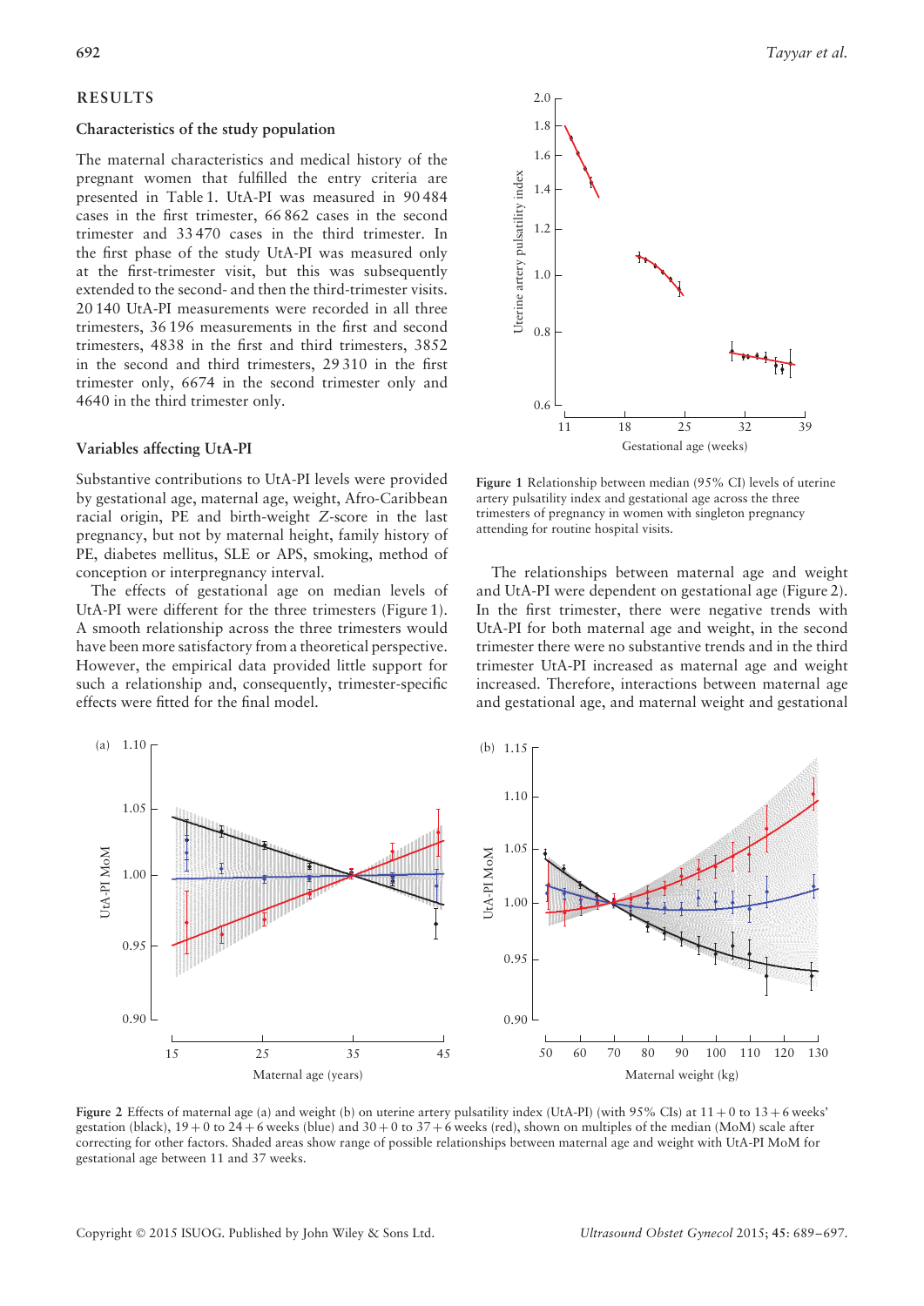## RESULTS

### Characteristics of the study population

The maternal characteristics and medical history of the pregnant women that fulfilled the entry criteria are presented in Table 1. UtA-PI was measured in 90 484 cases in the first trimester, 66 862 cases in the second trimester and 33 470 cases in the third trimester. In the first phase of the study UtA-PI was measured only at the first-trimester visit, but this was subsequently extended to the second- and then the third-trimester visits. 20 140 UtA-PI measurements were recorded in all three trimesters, 36 196 measurements in the first and second trimesters, 4838 in the first and third trimesters, 3852 in the second and third trimesters, 29 310 in the first trimester only, 6674 in the second trimester only and 4640 in the third trimester only.

### Variables affecting UtA-PI

Substantive contributions to UtA-PI levels were provided by gestational age, maternal age, weight, Afro-Caribbean racial origin, PE and birth-weight $Z$-score in the last pregnancy, but not by maternal height, family history of PE, diabetes mellitus, SLE or APS, smoking, method of conception or interpregnancy interval.

The effects of gestational age on median levels of UtA-PI were different for the three trimesters (Figure 1). A smooth relationship across the three trimesters would have been more satisfactory from a theoretical perspective. However, the empirical data provided little support for such a relationship and, consequently, trimester-specific effects were fitted for the final model.

**Figure 1** Relationship between median (95% CI) levels of uterine artery pulsatility index and gestational age across the three trimesters of pregnancy in women with singleton pregnancy attending for routine hospital visits.

The relationships between maternal age and weight and UtA-PI were dependent on gestational age (Figure 2). In the first trimester, there were negative trends with UtA-PI for both maternal age and weight, in the second trimester there were no substantive trends and in the third trimester UtA-PI increased as maternal age and weight increased. Therefore, interactions between maternal age and gestational age, and maternal weight and gestational

**Figure 2** Effects of maternal age (a) and weight (b) on uterine artery pulsatility index (UtA-PI) (with 95% CIs) at 11 + 0 to 13 + 6 weeks' gestation (black), 19 + 0 to 24 + 6 weeks (blue) and 30 + 0 to 37 + 6 weeks (red), shown on multiples of the median (MoM) scale after correcting for other factors. Shaded areas show range of possible relationships between maternal age and weight with UtA-PI MoM for gestational age between 11 and 37 weeks.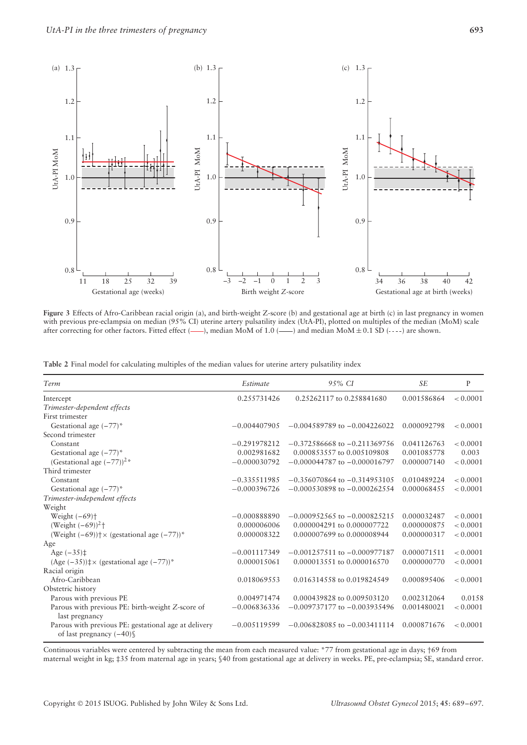**Figure 3** Effects of Afro-Caribbean racial origin (a), and birth-weight Z-score (b) and gestational age at birth (c) in last pregnancy in women with previous pre-eclampsia on median (95% CI) uterine artery pulsatility index (UtA-PI), plotted on multiples of the median (MoM) scale after correcting for other factors. Fitted effect (——), median MoM of 1.0 (——) and median MoM ± 0.1 SD (- - - -) are shown.

**Table 2** Final model for calculating multiples of the median values for uterine artery pulsatility index

| *Term* | *Estimate* | *95% CI* | *SE* | P |
|---|---|---|---|---|
| Intercept | 0.255731426 | 0.25262117 to 0.258841680 | 0.001586864 | < 0.0001 |
| *Trimester-dependent effects* | | | | |
| First trimester | | | | |
| Gestational age (−77)* | −0.004407905 | −0.004589789 to −0.004226022 | 0.000092798 | < 0.0001 |
| Second trimester | | | | |
| Constant | −0.291978212 | −0.372586668 to −0.211369756 | 0.041126763 | < 0.0001 |
| Gestational age (−77)* | 0.002981682 | 0.000853557 to 0.005109808 | 0.001085778 | 0.003 |
| (Gestational age (−77))$^2$* | −0.000030792 | −0.000044787 to −0.000016797 | 0.000007140 | < 0.0001 |
| Third trimester | | | | |
| Constant | −0.335511985 | −0.356070864 to −0.314953105 | 0.010489224 | < 0.0001 |
| Gestational age (−77)* | −0.000396726 | −0.000530898 to −0.000262554 | 0.000068455 | < 0.0001 |
| *Trimester-independent effects* | | | | |
| Weight | | | | |
| Weight (−69)† | −0.000888890 | −0.000952565 to −0.000825215 | 0.000032487 | < 0.0001 |
| (Weight (−69))$^2$† | 0.000006006 | 0.000004291 to 0.000007722 | 0.000000875 | < 0.0001 |
| (Weight (−69))† × (gestational age (−77))* | 0.000008322 | 0.000007699 to 0.000008944 | 0.000000317 | < 0.0001 |
| Age | | | | |
| Age (−35)‡ | −0.001117349 | −0.001257511 to −0.000977187 | 0.000071511 | < 0.0001 |
| (Age (−35))‡ × (gestational age (−77))* | 0.000015061 | 0.000013551 to 0.000016570 | 0.000000770 | < 0.0001 |
| Racial origin | | | | |
| Afro-Caribbean | 0.018069553 | 0.016314558 to 0.019824549 | 0.000895406 | < 0.0001 |
| Obstetric history | | | | |
| Parous with previous PE | 0.004971474 | 0.000439828 to 0.009503120 | 0.002312064 | 0.0158 |
| Parous with previous PE: birth-weight Z-score of last pregnancy | −0.006836336 | −0.009737177 to −0.003935496 | 0.001480021 | < 0.0001 |
| Parous with previous PE: gestational age at delivery of last pregnancy (−40)§ | −0.005119599 | −0.006828085 to −0.003411114 | 0.000871676 | < 0.0001 |

Continuous variables were centered by subtracting the mean from each measured value: *77 from gestational age in days; †69 from maternal weight in kg; ‡35 from maternal age in years; §40 from gestational age at delivery in weeks. PE, pre-eclampsia; SE, standard error.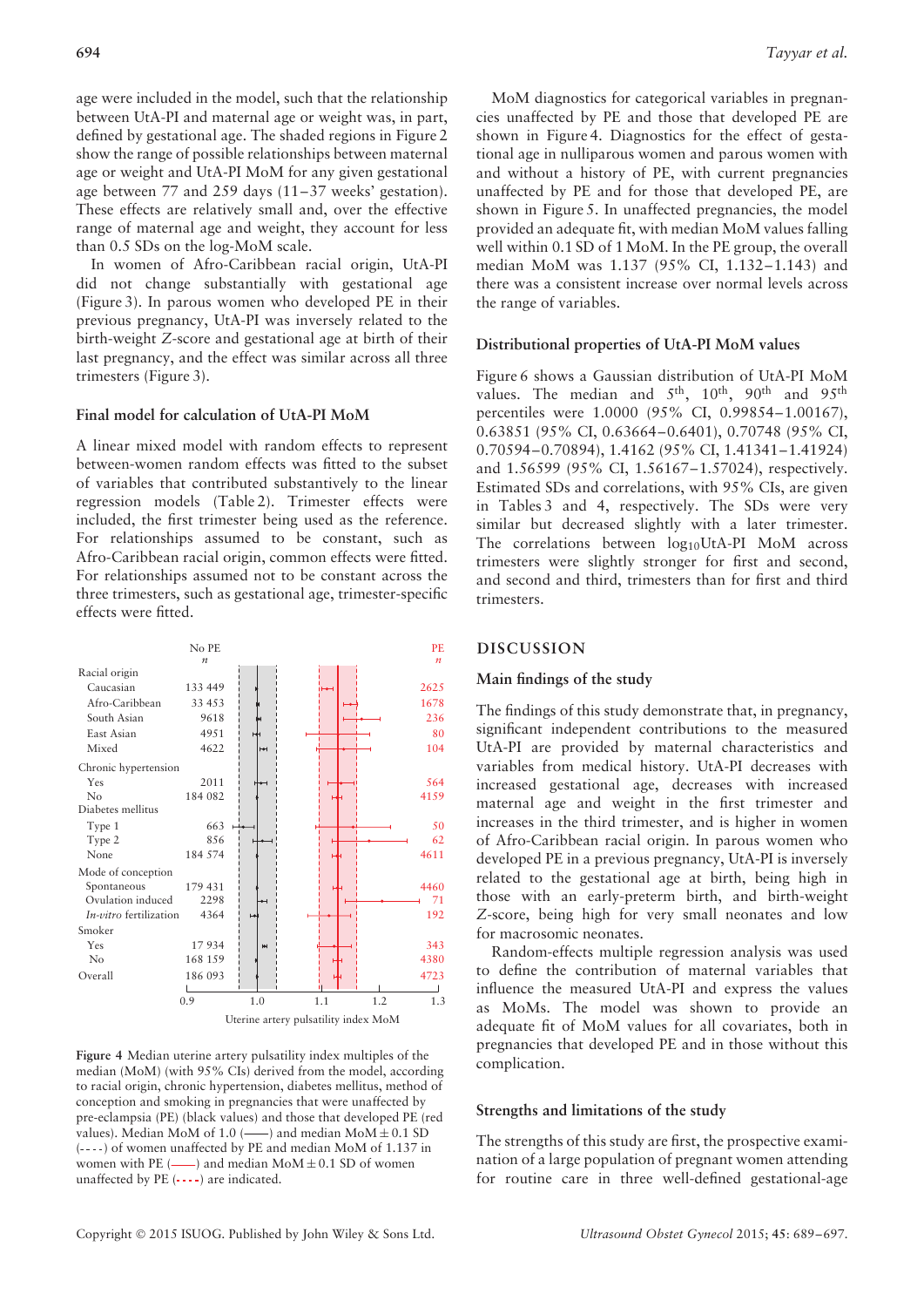age were included in the model, such that the relationship between UtA-PI and maternal age or weight was, in part, defined by gestational age. The shaded regions in Figure 2 show the range of possible relationships between maternal age or weight and UtA-PI MoM for any given gestational age between 77 and 259 days (11–37 weeks' gestation). These effects are relatively small and, over the effective range of maternal age and weight, they account for less than 0.5 SDs on the log-MoM scale.

In women of Afro-Caribbean racial origin, UtA-PI did not change substantially with gestational age (Figure 3). In parous women who developed PE in their previous pregnancy, UtA-PI was inversely related to the birth-weight $Z$-score and gestational age at birth of their last pregnancy, and the effect was similar across all three trimesters (Figure 3).

### Final model for calculation of UtA-PI MoM

A linear mixed model with random effects to represent between-women random effects was fitted to the subset of variables that contributed substantively to the linear regression models (Table 2). Trimester effects were included, the first trimester being used as the reference. For relationships assumed to be constant, such as Afro-Caribbean racial origin, common effects were fitted. For relationships assumed not to be constant across the three trimesters, such as gestational age, trimester-specific effects were fitted.

| | No PE $n$ | PE $n$ |
|---|---|---|
| **Racial origin** | | |
| Caucasian | 133 449 | 2625 |
| Afro-Caribbean | 33 453 | 1678 |
| South Asian | 9618 | 236 |
| East Asian | 4951 | 80 |
| Mixed | 4622 | 104 |
| **Chronic hypertension** | | |
| Yes | 2011 | 564 |
| No | 184 082 | 4159 |
| **Diabetes mellitus** | | |
| Type 1 | 663 | 50 |
| Type 2 | 856 | 62 |
| None | 184 574 | 4611 |
| **Mode of conception** | | |
| Spontaneous | 179 431 | 4460 |
| Ovulation induced | 2298 | 71 |
| *In-vitro* fertilization | 4364 | 192 |
| **Smoker** | | |
| Yes | 17 934 | 343 |
| No | 168 159 | 4380 |
| Overall | 186 093 | 4723 |

**Figure 4** Median uterine artery pulsatility index multiples of the median (MoM) (with 95% CIs) derived from the model, according to racial origin, chronic hypertension, diabetes mellitus, method of conception and smoking in pregnancies that were unaffected by pre-eclampsia (PE) (black values) and those that developed PE (red values). Median MoM of 1.0 (——) and median MoM ± 0.1 SD (- - - -) of women unaffected by PE and median MoM of 1.137 in women with PE (——) and median MoM ± 0.1 SD of women unaffected by PE (- - - -) are indicated.

MoM diagnostics for categorical variables in pregnancies unaffected by PE and those that developed PE are shown in Figure 4. Diagnostics for the effect of gestational age in nulliparous women and parous women with and without a history of PE, with current pregnancies unaffected by PE and for those that developed PE, are shown in Figure 5. In unaffected pregnancies, the model provided an adequate fit, with median MoM values falling well within 0.1 SD of 1 MoM. In the PE group, the overall median MoM was 1.137 (95% CI, 1.132–1.143) and there was a consistent increase over normal levels across the range of variables.

### Distributional properties of UtA-PI MoM values

Figure 6 shows a Gaussian distribution of UtA-PI MoM values. The median and 5th, 10th, 90th and 95th percentiles were 1.0000 (95% CI, 0.99854–1.00167), 0.63851 (95% CI, 0.63664–0.6401), 0.70748 (95% CI, 0.70594–0.70894), 1.4162 (95% CI, 1.41341–1.41924) and 1.56599 (95% CI, 1.56167–1.57024), respectively. Estimated SDs and correlations, with 95% CIs, are given in Tables 3 and 4, respectively. The SDs were very similar but decreased slightly with a later trimester. The correlations between $\log_{10}$UtA-PI MoM across trimesters were slightly stronger for first and second, and second and third, trimesters than for first and third trimesters.

## DISCUSSION

### Main findings of the study

The findings of this study demonstrate that, in pregnancy, significant independent contributions to the measured UtA-PI are provided by maternal characteristics and variables from medical history. UtA-PI decreases with increased gestational age, decreases with increased maternal age and weight in the first trimester and increases in the third trimester, and is higher in women of Afro-Caribbean racial origin. In parous women who developed PE in a previous pregnancy, UtA-PI is inversely related to the gestational age at birth, being high in those with an early-preterm birth, and birth-weight $Z$-score, being high for very small neonates and low for macrosomic neonates.

Random-effects multiple regression analysis was used to define the contribution of maternal variables that influence the measured UtA-PI and express the values as MoMs. The model was shown to provide an adequate fit of MoM values for all covariates, both in pregnancies that developed PE and in those without this complication.

### Strengths and limitations of the study

The strengths of this study are first, the prospective examination of a large population of pregnant women attending for routine care in three well-defined gestational-age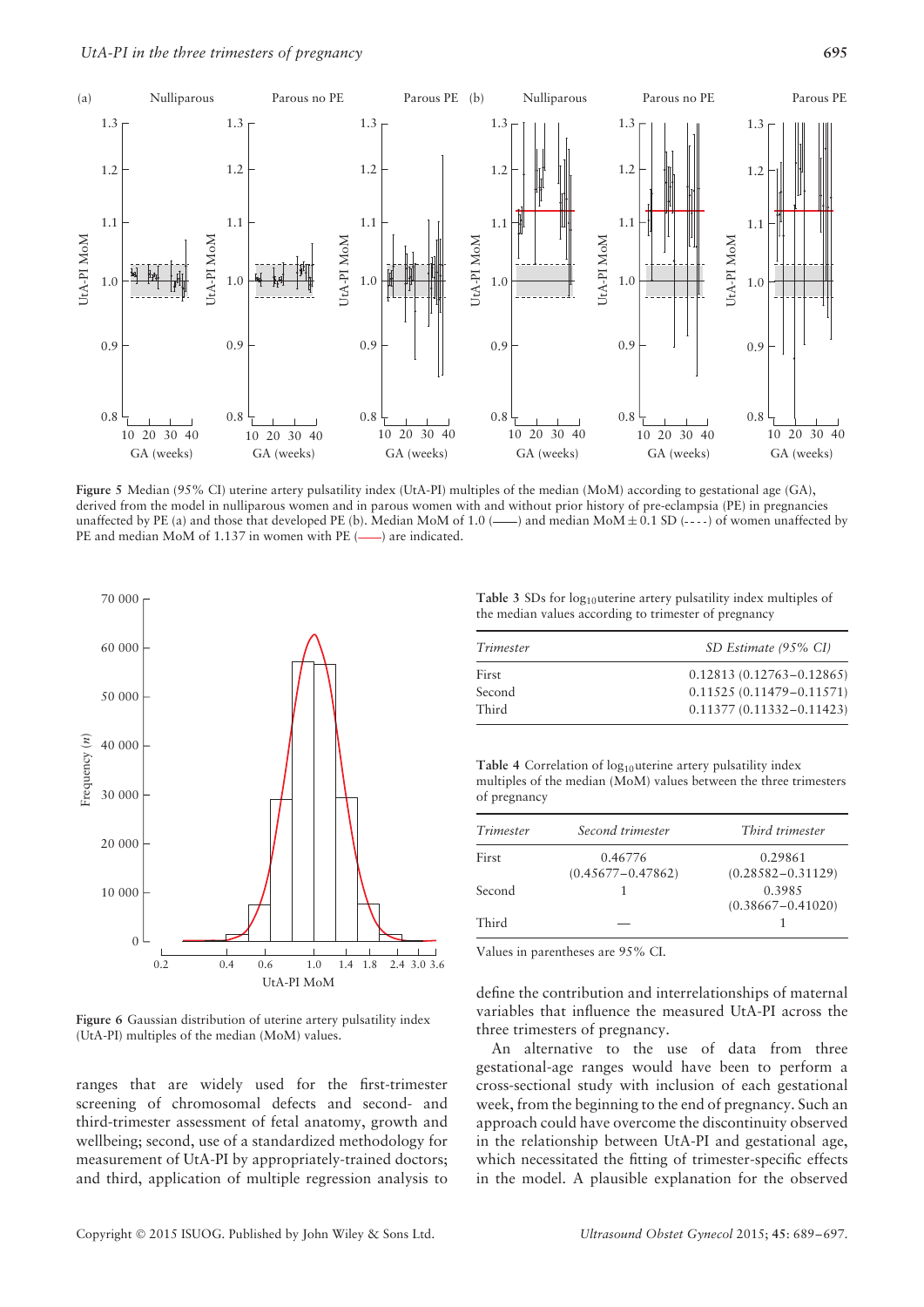Figure 5 Median (95% CI) uterine artery pulsatility index (UtA-PI) multiples of the median (MoM) according to gestational age (GA), derived from the model in nulliparous women and in parous women with and without prior history of pre-eclampsia (PE) in pregnancies unaffected by PE (a) and those that developed PE (b). Median MoM of 1.0 (——) and median MoM ± 0.1 SD (- - - -) of women unaffected by PE and median MoM of 1.137 in women with PE (——) are indicated.

Figure 6 Gaussian distribution of uterine artery pulsatility index (UtA-PI) multiples of the median (MoM) values.

Table 3 SDs for $\log_{10}$uterine artery pulsatility index multiples of the median values according to trimester of pregnancy

| *Trimester* | *SD Estimate (95% CI)* |
|---|---|
| First | 0.12813 (0.12763–0.12865) |
| Second | 0.11525 (0.11479–0.11571) |
| Third | 0.11377 (0.11332–0.11423) |

Table 4 Correlation of $\log_{10}$uterine artery pulsatility index multiples of the median (MoM) values between the three trimesters of pregnancy

| *Trimester* | *Second trimester* | *Third trimester* |
|---|---|---|
| First | 0.46776 (0.45677–0.47862) | 0.29861 (0.28582–0.31129) |
| Second | 1 | 0.3985 (0.38667–0.41020) |
| Third | — | 1 |

Values in parentheses are 95% CI.

ranges that are widely used for the first-trimester screening of chromosomal defects and second- and third-trimester assessment of fetal anatomy, growth and wellbeing; second, use of a standardized methodology for measurement of UtA-PI by appropriately-trained doctors; and third, application of multiple regression analysis to define the contribution and interrelationships of maternal variables that influence the measured UtA-PI across the three trimesters of pregnancy.

An alternative to the use of data from three gestational-age ranges would have been to perform a cross-sectional study with inclusion of each gestational week, from the beginning to the end of pregnancy. Such an approach could have overcome the discontinuity observed in the relationship between UtA-PI and gestational age, which necessitated the fitting of trimester-specific effects in the model. A plausible explanation for the observed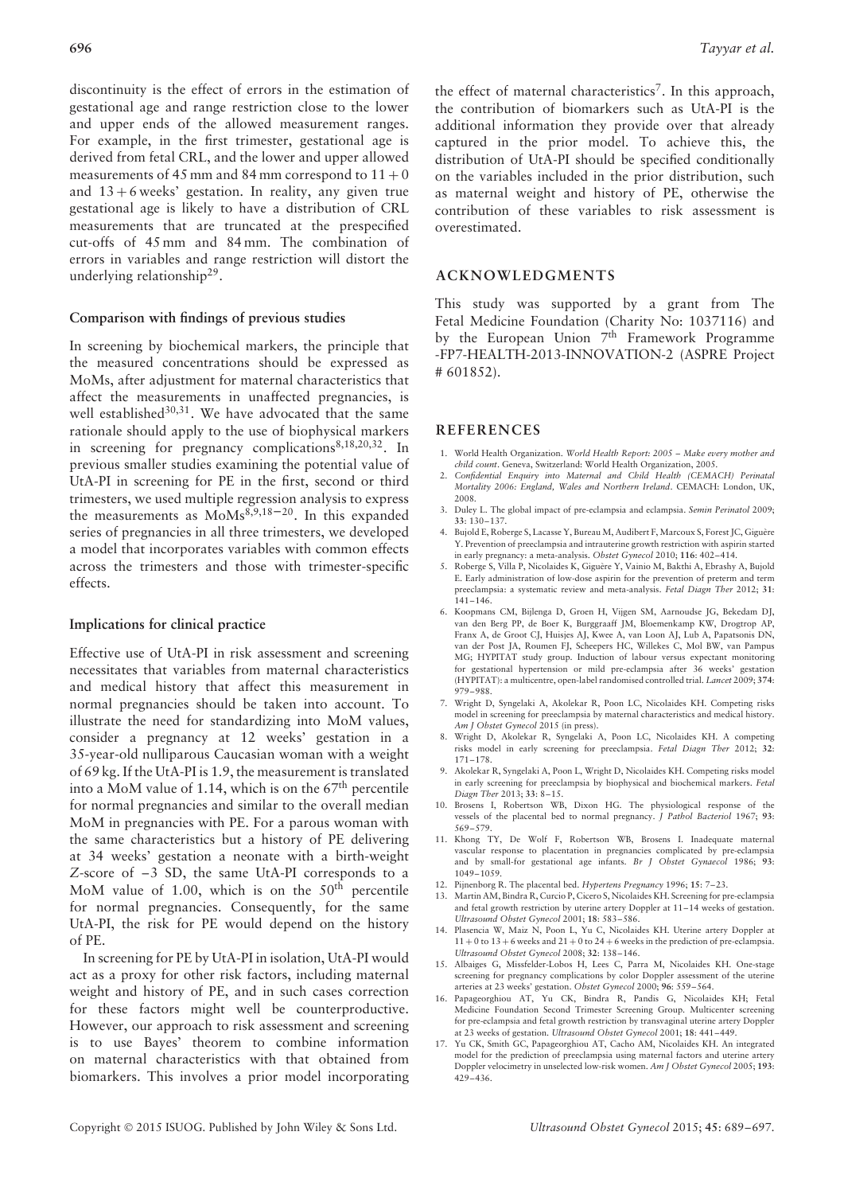discontinuity is the effect of errors in the estimation of gestational age and range restriction close to the lower and upper ends of the allowed measurement ranges. For example, in the first trimester, gestational age is derived from fetal CRL, and the lower and upper allowed measurements of 45 mm and 84 mm correspond to $11 + 0$ and $13 + 6$ weeks' gestation. In reality, any given true gestational age is likely to have a distribution of CRL measurements that are truncated at the prespecified cut-offs of 45 mm and 84 mm. The combination of errors in variables and range restriction will distort the underlying relationship[29].

### Comparison with findings of previous studies

In screening by biochemical markers, the principle that the measured concentrations should be expressed as MoMs, after adjustment for maternal characteristics that affect the measurements in unaffected pregnancies, is well established[30,31]. We have advocated that the same rationale should apply to the use of biophysical markers in screening for pregnancy complications[8,18,20,32]. In previous smaller studies examining the potential value of UtA-PI in screening for PE in the first, second or third trimesters, we used multiple regression analysis to express the measurements as MoMs[8,9,18–20]. In this expanded series of pregnancies in all three trimesters, we developed a model that incorporates variables with common effects across the trimesters and those with trimester-specific effects.

### Implications for clinical practice

Effective use of UtA-PI in risk assessment and screening necessitates that variables from maternal characteristics and medical history that affect this measurement in normal pregnancies should be taken into account. To illustrate the need for standardizing into MoM values, consider a pregnancy at 12 weeks' gestation in a 35-year-old nulliparous Caucasian woman with a weight of 69 kg. If the UtA-PI is 1.9, the measurement is translated into a MoM value of 1.14, which is on the $67^{th}$ percentile for normal pregnancies and similar to the overall median MoM in pregnancies with PE. For a parous woman with the same characteristics but a history of PE delivering at 34 weeks' gestation a neonate with a birth-weight $Z$-score of $-3$ SD, the same UtA-PI corresponds to a MoM value of 1.00, which is on the $50^{th}$ percentile for normal pregnancies. Consequently, for the same UtA-PI, the risk for PE would depend on the history of PE.

In screening for PE by UtA-PI in isolation, UtA-PI would act as a proxy for other risk factors, including maternal weight and history of PE, and in such cases correction for these factors might well be counterproductive. However, our approach to risk assessment and screening is to use Bayes' theorem to combine information on maternal characteristics with that obtained from biomarkers. This involves a prior model incorporating the effect of maternal characteristics[7]. In this approach, the contribution of biomarkers such as UtA-PI is the additional information they provide over that already captured in the prior model. To achieve this, the distribution of UtA-PI should be specified conditionally on the variables included in the prior distribution, such as maternal weight and history of PE, otherwise the contribution of these variables to risk assessment is overestimated.

## ACKNOWLEDGMENTS

This study was supported by a grant from The Fetal Medicine Foundation (Charity No: 1037116) and by the European Union $7^{th}$ Framework Programme -FP7-HEALTH-2013-INNOVATION-2 (ASPRE Project # 601852).

## REFERENCES

1. World Health Organization. *World Health Report: 2005 – Make every mother and child count*. Geneva, Switzerland: World Health Organization, 2005.
2. *Confidential Enquiry into Maternal and Child Health (CEMACH) Perinatal Mortality 2006: England, Wales and Northern Ireland*. CEMACH: London, UK, 2008.
3. Duley L. The global impact of pre-eclampsia and eclampsia. *Semin Perinatol* 2009; **33**: 130–137.
4. Bujold E, Roberge S, Lacasse Y, Bureau M, Audibert F, Marcoux S, Forest JC, Giguère Y. Prevention of preeclampsia and intrauterine growth restriction with aspirin started in early pregnancy: a meta-analysis. *Obstet Gynecol* 2010; **116**: 402–414.
5. Roberge S, Villa P, Nicolaides K, Giguère Y, Vainio M, Bakthi A, Ebrashy A, Bujold E. Early administration of low-dose aspirin for the prevention of preterm and term preeclampsia: a systematic review and meta-analysis. *Fetal Diagn Ther* 2012; **31**: 141–146.
6. Koopmans CM, Bijlenga D, Groen H, Vijgen SM, Aarnoudse JG, Bekedam DJ, van den Berg PP, de Boer K, Burggraaff JM, Bloemenkamp KW, Drogtrop AP, Franx A, de Groot CJ, Huisjes AJ, Kwee A, van Loon AJ, Lub A, Papatsonis DN, van der Post JA, Roumen FJ, Scheepers HC, Willekes C, Mol BW, van Pampus MG; HYPITAT study group. Induction of labour versus expectant monitoring for gestational hypertension or mild pre-eclampsia after 36 weeks' gestation (HYPITAT): a multicentre, open-label randomised controlled trial. *Lancet* 2009; **374**: 979–988.
7. Wright D, Syngelaki A, Akolekar R, Poon LC, Nicolaides KH. Competing risks model in screening for preeclampsia by maternal characteristics and medical history. *Am J Obstet Gynecol* 2015 (in press).
8. Wright D, Akolekar R, Syngelaki A, Poon LC, Nicolaides KH. A competing risks model in early screening for preeclampsia. *Fetal Diagn Ther* 2012; **32**: 171–178.
9. Akolekar R, Syngelaki A, Poon L, Wright D, Nicolaides KH. Competing risks model in early screening for preeclampsia by biophysical and biochemical markers. *Fetal Diagn Ther* 2013; **33**: 8–15.
10. Brosens I, Robertson WB, Dixon HG. The physiological response of the vessels of the placental bed to normal pregnancy. *J Pathol Bacteriol* 1967; **93**: 569–579.
11. Khong TY, De Wolf F, Robertson WB, Brosens I. Inadequate maternal vascular response to placentation in pregnancies complicated by pre-eclampsia and by small-for gestational age infants. *Br J Obstet Gynaecol* 1986; **93**: 1049–1059.
12. Pijnenborg R. The placental bed. *Hypertens Pregnancy* 1996; **15**: 7–23.
13. Martin AM, Bindra R, Curcio P, Cicero S, Nicolaides KH. Screening for pre-eclampsia and fetal growth restriction by uterine artery Doppler at 11–14 weeks of gestation. *Ultrasound Obstet Gynecol* 2001; **18**: 583–586.
14. Plasencia W, Maiz N, Poon L, Yu C, Nicolaides KH. Uterine artery Doppler at $11 + 0$ to $13 + 6$ weeks and $21 + 0$ to $24 + 6$ weeks in the prediction of pre-eclampsia. *Ultrasound Obstet Gynecol* 2008; **32**: 138–146.
15. Albaiges G, Missfelder-Lobos H, Lees C, Parra M, Nicolaides KH. One-stage screening for pregnancy complications by color Doppler assessment of the uterine arteries at 23 weeks' gestation. *Obstet Gynecol* 2000; **96**: 559–564.
16. Papageorghiou AT, Yu CK, Bindra R, Pandis G, Nicolaides KH; Fetal Medicine Foundation Second Trimester Screening Group. Multicenter screening for pre-eclampsia and fetal growth restriction by transvaginal uterine artery Doppler at 23 weeks of gestation. *Ultrasound Obstet Gynecol* 2001; **18**: 441–449.
17. Yu CK, Smith GC, Papageorghiou AT, Cacho AM, Nicolaides KH. An integrated model for the prediction of preeclampsia using maternal factors and uterine artery Doppler velocimetry in unselected low-risk women. *Am J Obstet Gynecol* 2005; **193**: 429–436.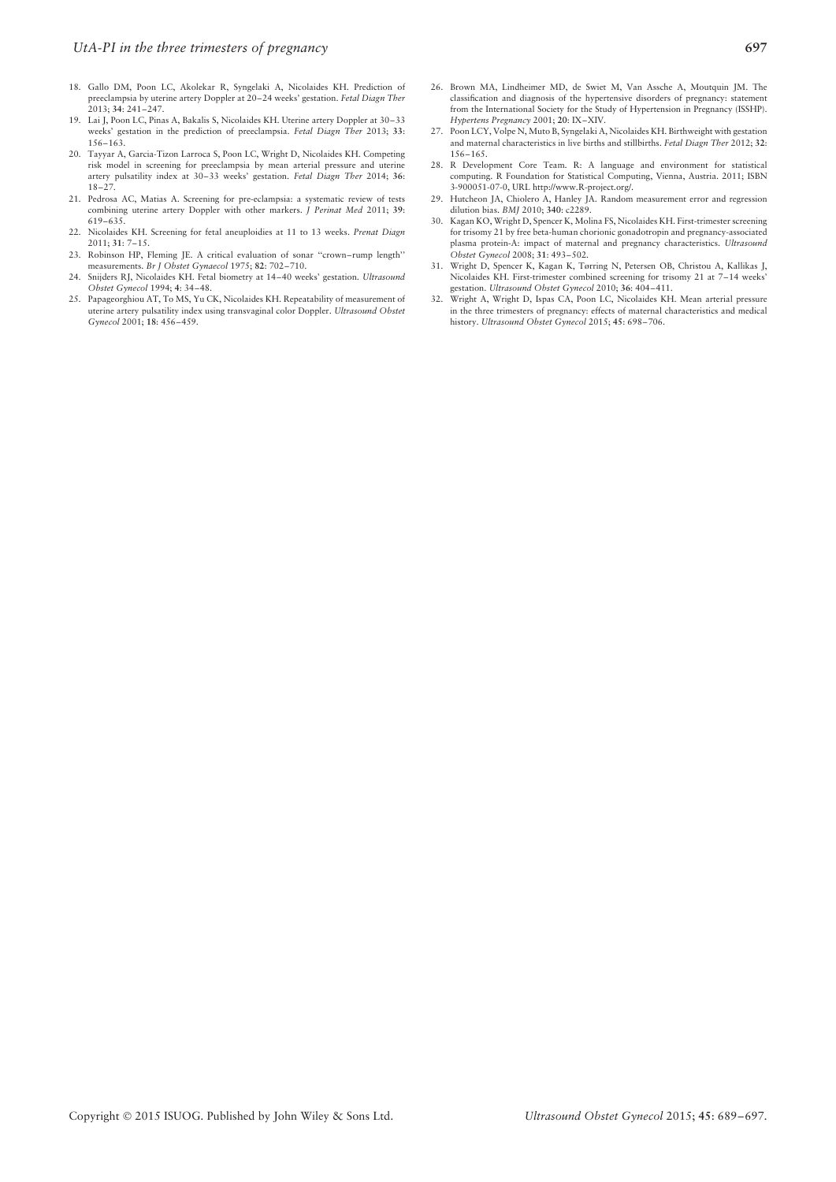18. Gallo DM, Poon LC, Akolekar R, Syngelaki A, Nicolaides KH. Prediction of preeclampsia by uterine artery Doppler at 20–24 weeks' gestation. *Fetal Diagn Ther* 2013; **34**: 241–247.
19. Lai J, Poon LC, Pinas A, Bakalis S, Nicolaides KH. Uterine artery Doppler at 30–33 weeks' gestation in the prediction of preeclampsia. *Fetal Diagn Ther* 2013; **33**: 156–163.
20. Tayyar A, Garcia-Tizon Larroca S, Poon LC, Wright D, Nicolaides KH. Competing risk model in screening for preeclampsia by mean arterial pressure and uterine artery pulsatility index at 30–33 weeks' gestation. *Fetal Diagn Ther* 2014; **36**: 18–27.
21. Pedrosa AC, Matias A. Screening for pre-eclampsia: a systematic review of tests combining uterine artery Doppler with other markers. *J Perinat Med* 2011; **39**: 619–635.
22. Nicolaides KH. Screening for fetal aneuploidies at 11 to 13 weeks. *Prenat Diagn* 2011; **31**: 7–15.
23. Robinson HP, Fleming JE. A critical evaluation of sonar "crown–rump length" measurements. *Br J Obstet Gynaecol* 1975; **82**: 702–710.
24. Snijders RJ, Nicolaides KH. Fetal biometry at 14–40 weeks' gestation. *Ultrasound Obstet Gynecol* 1994; **4**: 34–48.
25. Papageorghiou AT, To MS, Yu CK, Nicolaides KH. Repeatability of measurement of uterine artery pulsatility index using transvaginal color Doppler. *Ultrasound Obstet Gynecol* 2001; **18**: 456–459.
26. Brown MA, Lindheimer MD, de Swiet M, Van Assche A, Moutquin JM. The classification and diagnosis of the hypertensive disorders of pregnancy: statement from the International Society for the Study of Hypertension in Pregnancy (ISSHP). *Hypertens Pregnancy* 2001; **20**: IX–XIV.
27. Poon LCY, Volpe N, Muto B, Syngelaki A, Nicolaides KH. Birthweight with gestation and maternal characteristics in live births and stillbirths. *Fetal Diagn Ther* 2012; **32**: 156–165.
28. R Development Core Team. R: A language and environment for statistical computing. R Foundation for Statistical Computing, Vienna, Austria. 2011; ISBN 3-900051-07-0, URL http://www.R-project.org/.
29. Hutcheon JA, Chiolero A, Hanley JA. Random measurement error and regression dilution bias. *BMJ* 2010; **340**: c2289.
30. Kagan KO, Wright D, Spencer K, Molina FS, Nicolaides KH. First-trimester screening for trisomy 21 by free beta-human chorionic gonadotropin and pregnancy-associated plasma protein-A: impact of maternal and pregnancy characteristics. *Ultrasound Obstet Gynecol* 2008; **31**: 493–502.
31. Wright D, Spencer K, Kagan K, Tørring N, Petersen OB, Christou A, Kallikas J, Nicolaides KH. First-trimester combined screening for trisomy 21 at 7–14 weeks' gestation. *Ultrasound Obstet Gynecol* 2010; **36**: 404–411.
32. Wright A, Wright D, Ispas CA, Poon LC, Nicolaides KH. Mean arterial pressure in the three trimesters of pregnancy: effects of maternal characteristics and medical history. *Ultrasound Obstet Gynecol* 2015; **45**: 698–706.